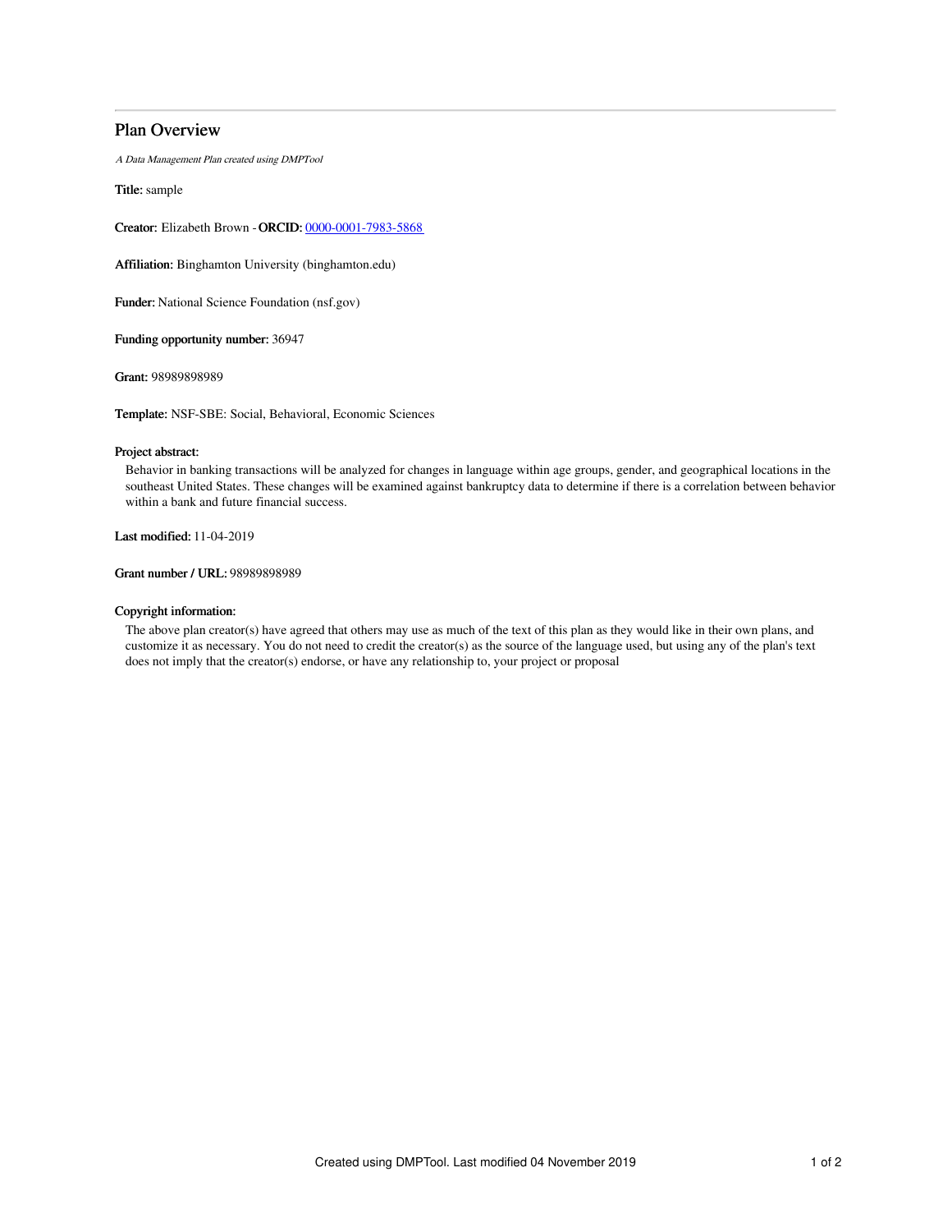# Plan Overview

*A Data Management Plan created using DMPTool*

**Title:** sample

**Creator:** Elizabeth Brown - **ORCID:** 0000-0001-7983-5868

**Affiliation:** Binghamton University (binghamton.edu)

**Funder:** National Science Foundation (nsf.gov)

**Funding opportunity number:** 36947

**Grant:** 98989898989

**Template:** NSF-SBE: Social, Behavioral, Economic Sciences

**Project abstract:**

Behavior in banking transactions will be analyzed for changes in language within age groups, gender, and geographical locations in the southeast United States. These changes will be examined against bankruptcy data to determine if there is a correlation between behavior within a bank and future financial success.

**Last modified:** 11-04-2019

**Grant number / URL:** 98989898989

**Copyright information:**

The above plan creator(s) have agreed that others may use as much of the text of this plan as they would like in their own plans, and customize it as necessary. You do not need to credit the creator(s) as the source of the language used, but using any of the plan's text does not imply that the creator(s) endorse, or have any relationship to, your project or proposal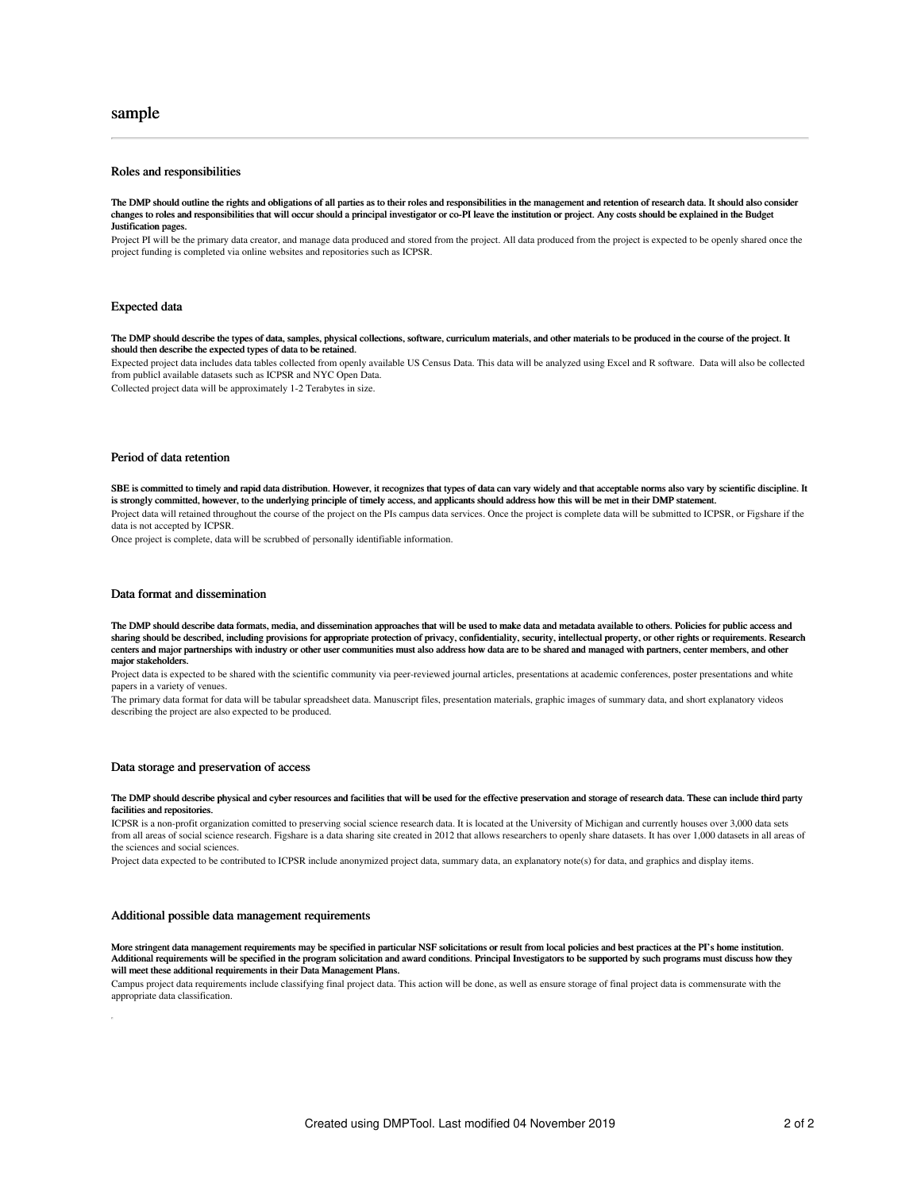# sample

## Roles and responsibilities

**The DMP should outline the rights and obligations of all parties as to their roles and responsibilities in the management and retention of research data. It should also consider changes to roles and responsibilities that will occur should a principal investigator or co-PI leave the institution or project. Any costs should be explained in the Budget Justification pages.**

Project PI will be the primary data creator, and manage data produced and stored from the project. All data produced from the project is expected to be openly shared once the project funding is completed via online websites and repositories such as ICPSR.

## Expected data

**The DMP should describe the types of data, samples, physical collections, software, curriculum materials, and other materials to be produced in the course of the project. It should then describe the expected types of data to be retained.**

Expected project data includes data tables collected from openly available US Census Data. This data will be analyzed using Excel and R software. Data will also be collected from publicl available datasets such as ICPSR and NYC Open Data.

Collected project data will be approximately 1-2 Terabytes in size.

## Period of data retention

**SBE is committed to timely and rapid data distribution. However, it recognizes that types of data can vary widely and that acceptable norms also vary by scientific discipline. It is strongly committed, however, to the underlying principle of timely access, and applicants should address how this will be met in their DMP statement.**

Project data will retained throughout the course of the project on the PIs campus data services. Once the project is complete data will be submitted to ICPSR, or Figshare if the data is not accepted by ICPSR.

Once project is complete, data will be scrubbed of personally identifiable information.

## Data format and dissemination

**The DMP should describe data formats, media, and dissemination approaches that will be used to make data and metadata available to others. Policies for public access and sharing should be described, including provisions for appropriate protection of privacy, confidentiality, security, intellectual property, or other rights or requirements. Research centers and major partnerships with industry or other user communities must also address how data are to be shared and managed with partners, center members, and other major stakeholders.**

Project data is expected to be shared with the scientific community via peer-reviewed journal articles, presentations at academic conferences, poster presentations and white papers in a variety of venues.

The primary data format for data will be tabular spreadsheet data. Manuscript files, presentation materials, graphic images of summary data, and short explanatory videos describing the project are also expected to be produced.

## Data storage and preservation of access

**The DMP should describe physical and cyber resources and facilities that will be used for the effective preservation and storage of research data. These can include third party facilities and repositories.**

ICPSR is a non-profit organization comitted to preserving social science research data. It is located at the University of Michigan and currently houses over 3,000 data sets from all areas of social science research. Figshare is a data sharing site created in 2012 that allows researchers to openly share datasets. It has over 1,000 datasets in all areas of the sciences and social sciences.

Project data expected to be contributed to ICPSR include anonymized project data, summary data, an explanatory note(s) for data, and graphics and display items.

## Additional possible data management requirements

**More stringent data management requirements may be specified in particular NSF solicitations or result from local policies and best practices at the PI's home institution. Additional requirements will be specified in the program solicitation and award conditions. Principal Investigators to be supported by such programs must discuss how they will meet these additional requirements in their Data Management Plans.**

Campus project data requirements include classifying final project data. This action will be done, as well as ensure storage of final project data is commensurate with the appropriate data classification.

Created using DMPTool. Last modified 04 November 2019